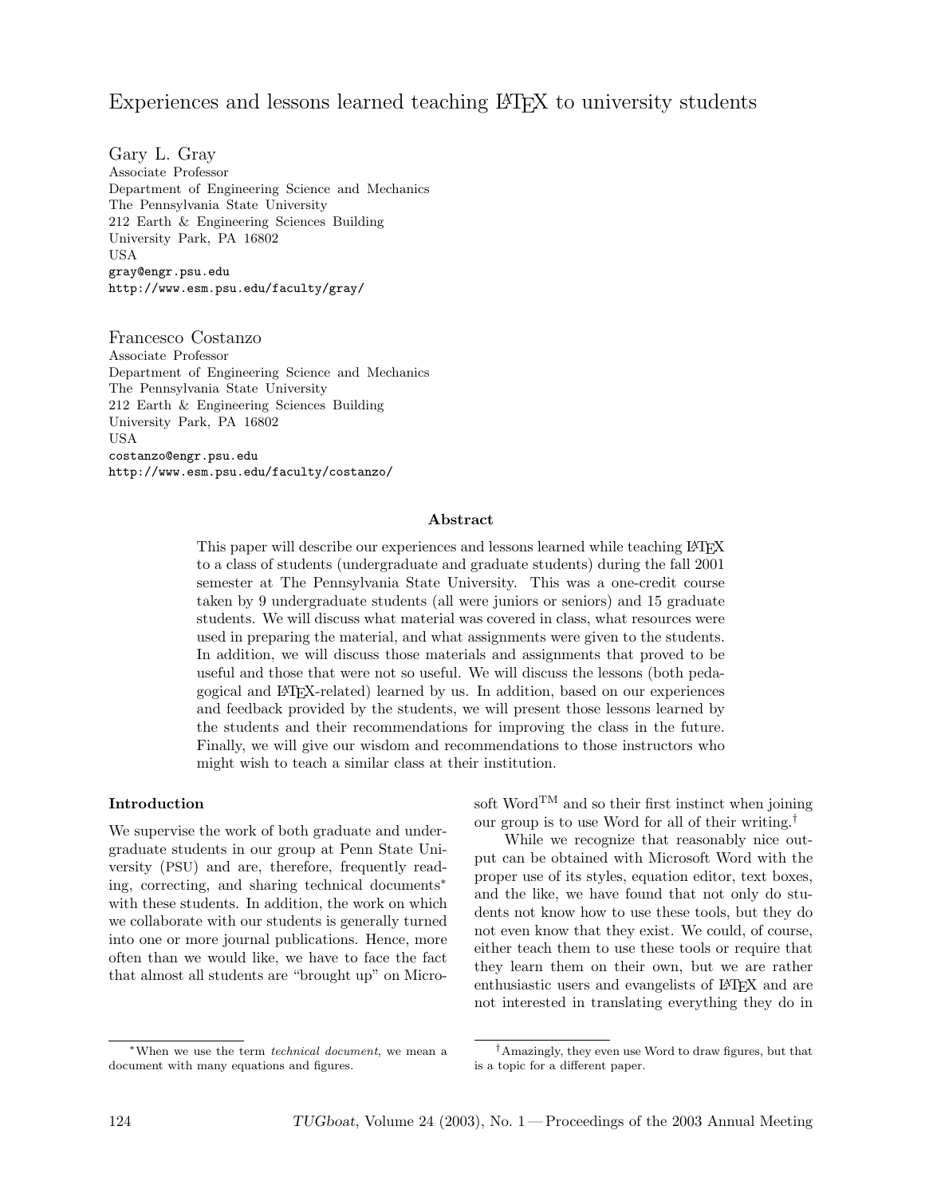# Experiences and lessons learned teaching LaTeX to university students

Gary L. Gray
Associate Professor
Department of Engineering Science and Mechanics
The Pennsylvania State University
212 Earth & Engineering Sciences Building
University Park, PA 16802
USA
gray@engr.psu.edu
http://www.esm.psu.edu/faculty/gray/

Francesco Costanzo
Associate Professor
Department of Engineering Science and Mechanics
The Pennsylvania State University
212 Earth & Engineering Sciences Building
University Park, PA 16802
USA
costanzo@engr.psu.edu
http://www.esm.psu.edu/faculty/costanzo/

### Abstract

This paper will describe our experiences and lessons learned while teaching LaTeX to a class of students (undergraduate and graduate students) during the fall 2001 semester at The Pennsylvania State University. This was a one-credit course taken by 9 undergraduate students (all were juniors or seniors) and 15 graduate students. We will discuss what material was covered in class, what resources were used in preparing the material, and what assignments were given to the students. In addition, we will discuss those materials and assignments that proved to be useful and those that were not so useful. We will discuss the lessons (both pedagogical and LaTeX-related) learned by us. In addition, based on our experiences and feedback provided by the students, we will present those lessons learned by the students and their recommendations for improving the class in the future. Finally, we will give our wisdom and recommendations to those instructors who might wish to teach a similar class at their institution.

## Introduction

We supervise the work of both graduate and undergraduate students in our group at Penn State University (PSU) and are, therefore, frequently reading, correcting, and sharing technical documents[*] with these students. In addition, the work on which we collaborate with our students is generally turned into one or more journal publications. Hence, more often than we would like, we have to face the fact that almost all students are "brought up" on Microsoft Word™ and so their first instinct when joining our group is to use Word for all of their writing.[†]

While we recognize that reasonably nice output can be obtained with Microsoft Word with the proper use of its styles, equation editor, text boxes, and the like, we have found that not only do students not know how to use these tools, but they do not even know that they exist. We could, of course, either teach them to use these tools or require that they learn them on their own, but we are rather enthusiastic users and evangelists of LaTeX and are not interested in translating everything they do in

[*] When we use the term *technical document*, we mean a document with many equations and figures.

[†] Amazingly, they even use Word to draw figures, but that is a topic for a different paper.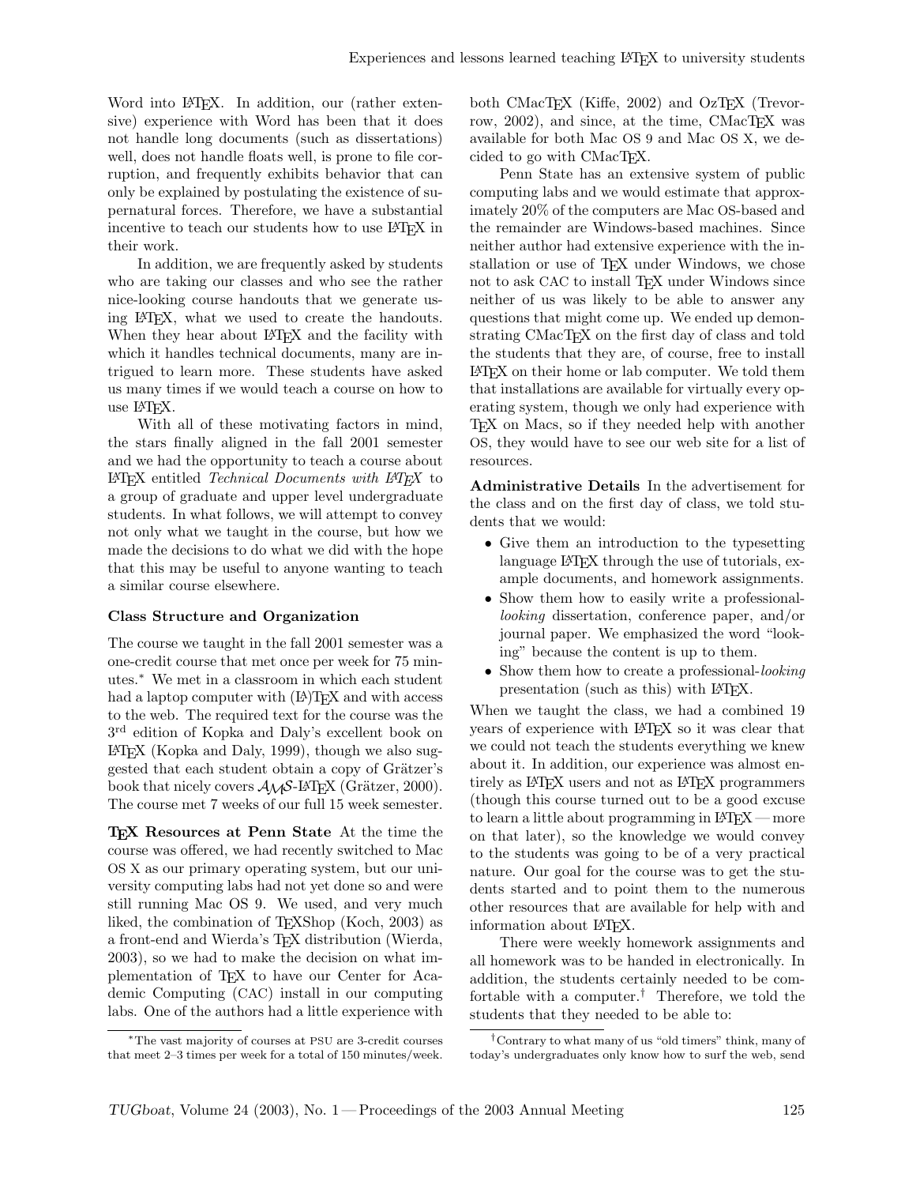Word into LaTeX. In addition, our (rather extensive) experience with Word has been that it does not handle long documents (such as dissertations) well, does not handle floats well, is prone to file corruption, and frequently exhibits behavior that can only be explained by postulating the existence of supernatural forces. Therefore, we have a substantial incentive to teach our students how to use LaTeX in their work.

In addition, we are frequently asked by students who are taking our classes and who see the rather nice-looking course handouts that we generate using LaTeX, what we used to create the handouts. When they hear about LaTeX and the facility with which it handles technical documents, many are intrigued to learn more. These students have asked us many times if we would teach a course on how to use LaTeX.

With all of these motivating factors in mind, the stars finally aligned in the fall 2001 semester and we had the opportunity to teach a course about LaTeX entitled *Technical Documents with LaTeX* to a group of graduate and upper level undergraduate students. In what follows, we will attempt to convey not only what we taught in the course, but how we made the decisions to do what we did with the hope that this may be useful to anyone wanting to teach a similar course elsewhere.

### Class Structure and Organization

The course we taught in the fall 2001 semester was a one-credit course that met once per week for 75 minutes.* We met in a classroom in which each student had a laptop computer with (LA)TeX and with access to the web. The required text for the course was the 3rd edition of Kopka and Daly's excellent book on LaTeX (Kopka and Daly, 1999), though we also suggested that each student obtain a copy of Grätzer's book that nicely covers AMS-LaTeX (Grätzer, 2000). The course met 7 weeks of our full 15 week semester.

**TeX Resources at Penn State** At the time the course was offered, we had recently switched to Mac OS X as our primary operating system, but our university computing labs had not yet done so and were still running Mac OS 9. We used, and very much liked, the combination of TeXShop (Koch, 2003) as a front-end and Wierda's TeX distribution (Wierda, 2003), so we had to make the decision on what implementation of TeX to have our Center for Academic Computing (CAC) install in our computing labs. One of the authors had a little experience with both CMacTeX (Kiffe, 2002) and OzTeX (Trevorrow, 2002), and since, at the time, CMacTeX was available for both Mac OS 9 and Mac OS X, we decided to go with CMacTeX.

Penn State has an extensive system of public computing labs and we would estimate that approximately 20% of the computers are Mac OS-based and the remainder are Windows-based machines. Since neither author had extensive experience with the installation or use of TeX under Windows, we chose not to ask CAC to install TeX under Windows since neither of us was likely to be able to answer any questions that might come up. We ended up demonstrating CMacTeX on the first day of class and told the students that they are, of course, free to install LaTeX on their home or lab computer. We told them that installations are available for virtually every operating system, though we only had experience with TeX on Macs, so if they needed help with another OS, they would have to see our web site for a list of resources.

**Administrative Details** In the advertisement for the class and on the first day of class, we told students that we would:

- Give them an introduction to the typesetting language LaTeX through the use of tutorials, example documents, and homework assignments.
- Show them how to easily write a professional-*looking* dissertation, conference paper, and/or journal paper. We emphasized the word "looking" because the content is up to them.
- Show them how to create a professional-*looking* presentation (such as this) with LaTeX.

When we taught the class, we had a combined 19 years of experience with LaTeX so it was clear that we could not teach the students everything we knew about it. In addition, our experience was almost entirely as LaTeX users and not as LaTeX programmers (though this course turned out to be a good excuse to learn a little about programming in LaTeX — more on that later), so the knowledge we would convey to the students was going to be of a very practical nature. Our goal for the course was to get the students started and to point them to the numerous other resources that are available for help with and information about LaTeX.

There were weekly homework assignments and all homework was to be handed in electronically. In addition, the students certainly needed to be comfortable with a computer.† Therefore, we told the students that they needed to be able to:

---

* The vast majority of courses at PSU are 3-credit courses that meet 2–3 times per week for a total of 150 minutes/week.

† Contrary to what many of us "old timers" think, many of today's undergraduates only know how to surf the web, send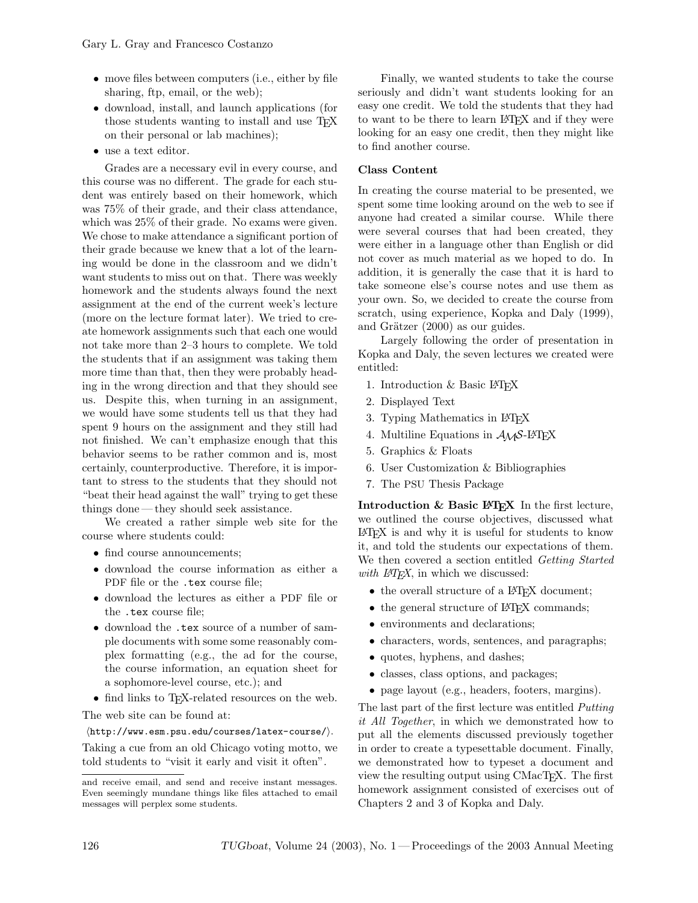- move files between computers (i.e., either by file sharing, ftp, email, or the web);
- download, install, and launch applications (for those students wanting to install and use TeX on their personal or lab machines);
- use a text editor.

Grades are a necessary evil in every course, and this course was no different. The grade for each student was entirely based on their homework, which was 75% of their grade, and their class attendance, which was 25% of their grade. No exams were given. We chose to make attendance a significant portion of their grade because we knew that a lot of the learning would be done in the classroom and we didn't want students to miss out on that. There was weekly homework and the students always found the next assignment at the end of the current week's lecture (more on the lecture format later). We tried to create homework assignments such that each one would not take more than 2–3 hours to complete. We told the students that if an assignment was taking them more time than that, then they were probably heading in the wrong direction and that they should see us. Despite this, when turning in an assignment, we would have some students tell us that they had spent 9 hours on the assignment and they still had not finished. We can't emphasize enough that this behavior seems to be rather common and is, most certainly, counterproductive. Therefore, it is important to stress to the students that they should not "beat their head against the wall" trying to get these things done — they should seek assistance.

We created a rather simple web site for the course where students could:

- find course announcements;
- download the course information as either a PDF file or the `.tex` course file;
- download the lectures as either a PDF file or the `.tex` course file;
- download the `.tex` source of a number of sample documents with some some reasonably complex formatting (e.g., the ad for the course, the course information, an equation sheet for a sophomore-level course, etc.); and
- find links to TeX-related resources on the web.

The web site can be found at:

⟨`http://www.esm.psu.edu/courses/latex-course/`⟩.

Taking a cue from an old Chicago voting motto, we told students to "visit it early and visit it often".

and receive email, and send and receive instant messages. Even seemingly mundane things like files attached to email messages will perplex some students.

Finally, we wanted students to take the course seriously and didn't want students looking for an easy one credit. We told the students that they had to want to be there to learn LaTeX and if they were looking for an easy one credit, then they might like to find another course.

### Class Content

In creating the course material to be presented, we spent some time looking around on the web to see if anyone had created a similar course. While there were several courses that had been created, they were either in a language other than English or did not cover as much material as we hoped to do. In addition, it is generally the case that it is hard to take someone else's course notes and use them as your own. So, we decided to create the course from scratch, using experience, Kopka and Daly (1999), and Grätzer (2000) as our guides.

Largely following the order of presentation in Kopka and Daly, the seven lectures we created were entitled:

1. Introduction & Basic LaTeX
2. Displayed Text
3. Typing Mathematics in LaTeX
4. Multiline Equations in AMS-LaTeX
5. Graphics & Floats
6. User Customization & Bibliographies
7. The PSU Thesis Package

**Introduction & Basic LaTeX** In the first lecture, we outlined the course objectives, discussed what LaTeX is and why it is useful for students to know it, and told the students our expectations of them. We then covered a section entitled *Getting Started with LaTeX*, in which we discussed:

- the overall structure of a LaTeX document;
- the general structure of LaTeX commands;
- environments and declarations;
- characters, words, sentences, and paragraphs;
- quotes, hyphens, and dashes;
- classes, class options, and packages;
- page layout (e.g., headers, footers, margins).

The last part of the first lecture was entitled *Putting it All Together*, in which we demonstrated how to put all the elements discussed previously together in order to create a typesettable document. Finally, we demonstrated how to typeset a document and view the resulting output using CMacTeX. The first homework assignment consisted of exercises out of Chapters 2 and 3 of Kopka and Daly.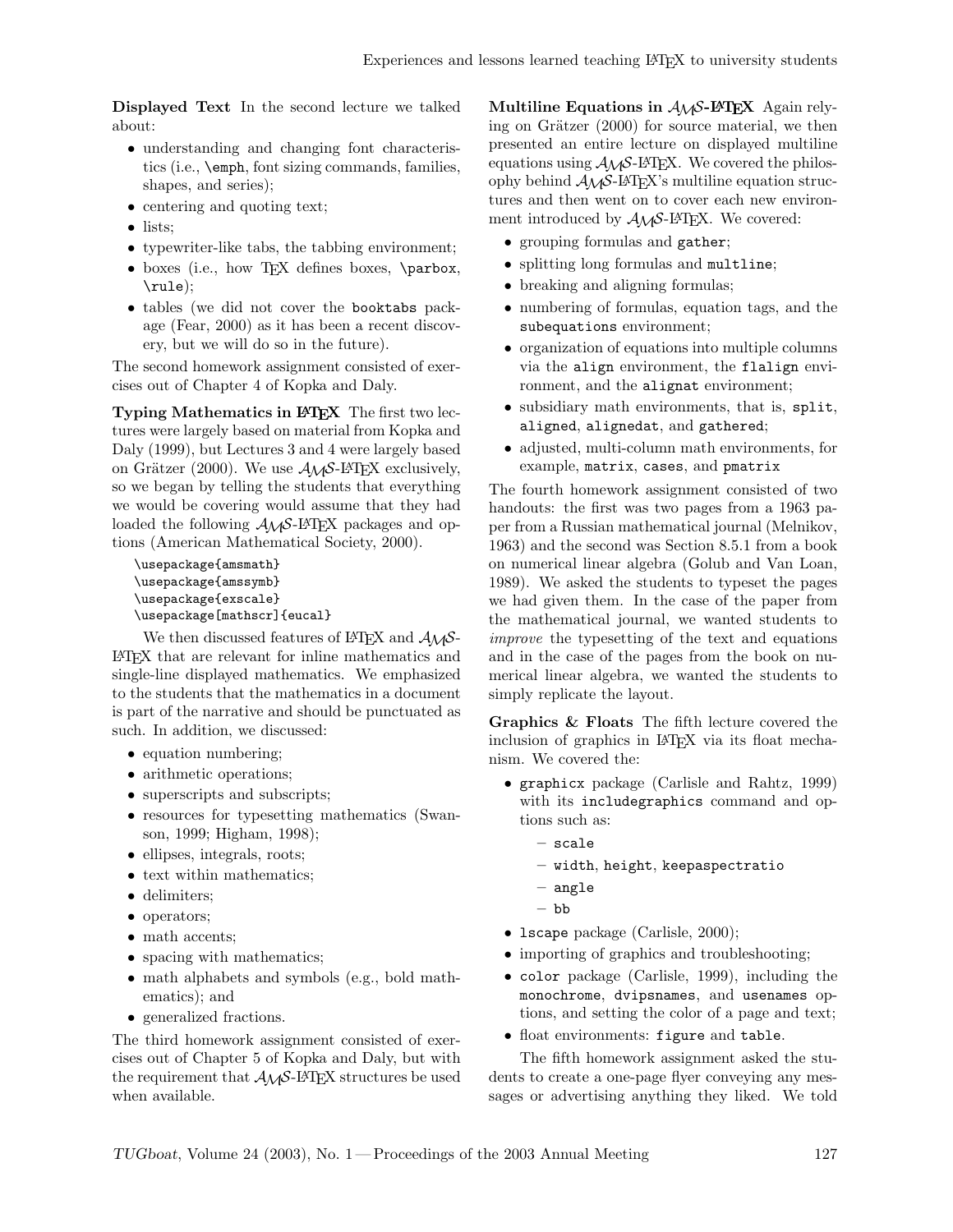**Displayed Text** In the second lecture we talked about:

- understanding and changing font characteristics (i.e., `\emph`, font sizing commands, families, shapes, and series);
- centering and quoting text;
- lists;
- typewriter-like tabs, the tabbing environment;
- boxes (i.e., how TeX defines boxes, `\parbox`, `\rule`);
- tables (we did not cover the `booktabs` package (Fear, 2000) as it has been a recent discovery, but we will do so in the future).

The second homework assignment consisted of exercises out of Chapter 4 of Kopka and Daly.

**Typing Mathematics in LaTeX** The first two lectures were largely based on material from Kopka and Daly (1999), but Lectures 3 and 4 were largely based on Grätzer (2000). We use AMS-LaTeX exclusively, so we began by telling the students that everything we would be covering would assume that they had loaded the following AMS-LaTeX packages and options (American Mathematical Society, 2000).

```
\usepackage{amsmath}
\usepackage{amssymb}
\usepackage{exscale}
\usepackage[mathscr]{eucal}
```

We then discussed features of LaTeX and AMS-LaTeX that are relevant for inline mathematics and single-line displayed mathematics. We emphasized to the students that the mathematics in a document is part of the narrative and should be punctuated as such. In addition, we discussed:

- equation numbering;
- arithmetic operations;
- superscripts and subscripts;
- resources for typesetting mathematics (Swanson, 1999; Higham, 1998);
- ellipses, integrals, roots;
- text within mathematics;
- delimiters;
- operators;
- math accents;
- spacing with mathematics;
- math alphabets and symbols (e.g., bold mathematics); and
- generalized fractions.

The third homework assignment consisted of exercises out of Chapter 5 of Kopka and Daly, but with the requirement that AMS-LaTeX structures be used when available.

**Multiline Equations in AMS-LaTeX** Again relying on Grätzer (2000) for source material, we then presented an entire lecture on displayed multiline equations using AMS-LaTeX. We covered the philosophy behind AMS-LaTeX's multiline equation structures and then went on to cover each new environment introduced by AMS-LaTeX. We covered:

- grouping formulas and `gather`;
- splitting long formulas and `multline`;
- breaking and aligning formulas;
- numbering of formulas, equation tags, and the `subequations` environment;
- organization of equations into multiple columns via the `align` environment, the `flalign` environment, and the `alignat` environment;
- subsidiary math environments, that is, `split`, `aligned`, `alignedat`, and `gathered`;
- adjusted, multi-column math environments, for example, `matrix`, `cases`, and `pmatrix`

The fourth homework assignment consisted of two handouts: the first was two pages from a 1963 paper from a Russian mathematical journal (Melnikov, 1963) and the second was Section 8.5.1 from a book on numerical linear algebra (Golub and Van Loan, 1989). We asked the students to typeset the pages we had given them. In the case of the paper from the mathematical journal, we wanted students to *improve* the typesetting of the text and equations and in the case of the pages from the book on numerical linear algebra, we wanted the students to simply replicate the layout.

**Graphics & Floats** The fifth lecture covered the inclusion of graphics in LaTeX via its float mechanism. We covered the:

- `graphicx` package (Carlisle and Rahtz, 1999) with its `includegraphics` command and options such as:
  - `scale`
  - `width`, `height`, `keepaspectratio`
  - `angle`
  - `bb`
- `lscape` package (Carlisle, 2000);
- importing of graphics and troubleshooting;
- `color` package (Carlisle, 1999), including the `monochrome`, `dvipsnames`, and `usenames` options, and setting the color of a page and text;
- float environments: `figure` and `table`.

The fifth homework assignment asked the students to create a one-page flyer conveying any messages or advertising anything they liked. We told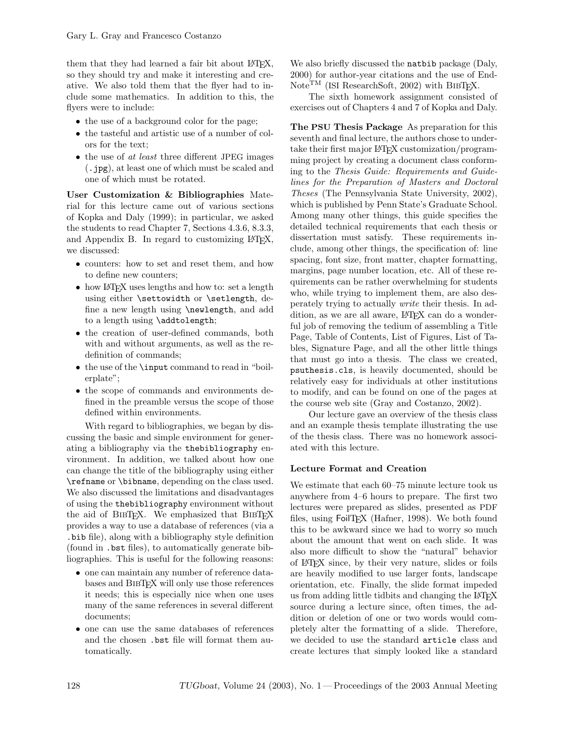them that they had learned a fair bit about LaTeX, so they should try and make it interesting and creative. We also told them that the flyer had to include some mathematics. In addition to this, the flyers were to include:

- the use of a background color for the page;
- the tasteful and artistic use of a number of colors for the text;
- the use of *at least* three different JPEG images (`.jpg`), at least one of which must be scaled and one of which must be rotated.

**User Customization & Bibliographies** Material for this lecture came out of various sections of Kopka and Daly (1999); in particular, we asked the students to read Chapter 7, Sections 4.3.6, 8.3.3, and Appendix B. In regard to customizing LaTeX, we discussed:

- counters: how to set and reset them, and how to define new counters;
- how LaTeX uses lengths and how to: set a length using either `\settowidth` or `\setlength`, define a new length using `\newlength`, and add to a length using `\addtolength`;
- the creation of user-defined commands, both with and without arguments, as well as the redefinition of commands;
- the use of the `\input` command to read in "boilerplate";
- the scope of commands and environments defined in the preamble versus the scope of those defined within environments.

With regard to bibliographies, we began by discussing the basic and simple environment for generating a bibliography via the `thebibliography` environment. In addition, we talked about how one can change the title of the bibliography using either `\refname` or `\bibname`, depending on the class used. We also discussed the limitations and disadvantages of using the `thebibliography` environment without the aid of BibTeX. We emphasized that BibTeX provides a way to use a database of references (via a `.bib` file), along with a bibliography style definition (found in `.bst` files), to automatically generate bibliographies. This is useful for the following reasons:

- one can maintain any number of reference databases and BibTeX will only use those references it needs; this is especially nice when one uses many of the same references in several different documents;
- one can use the same databases of references and the chosen `.bst` file will format them automatically.

We also briefly discussed the `natbib` package (Daly, 2000) for author-year citations and the use of EndNote™ (ISI ResearchSoft, 2002) with BibTeX.

The sixth homework assignment consisted of exercises out of Chapters 4 and 7 of Kopka and Daly.

**The PSU Thesis Package** As preparation for this seventh and final lecture, the authors chose to undertake their first major LaTeX customization/programming project by creating a document class conforming to the *Thesis Guide: Requirements and Guidelines for the Preparation of Masters and Doctoral Theses* (The Pennsylvania State University, 2002), which is published by Penn State's Graduate School. Among many other things, this guide specifies the detailed technical requirements that each thesis or dissertation must satisfy. These requirements include, among other things, the specification of: line spacing, font size, front matter, chapter formatting, margins, page number location, etc. All of these requirements can be rather overwhelming for students who, while trying to implement them, are also desperately trying to actually *write* their thesis. In addition, as we are all aware, LaTeX can do a wonderful job of removing the tedium of assembling a Title Page, Table of Contents, List of Figures, List of Tables, Signature Page, and all the other little things that must go into a thesis. The class we created, `psuthesis.cls`, is heavily documented, should be relatively easy for individuals at other institutions to modify, and can be found on one of the pages at the course web site (Gray and Costanzo, 2002).

Our lecture gave an overview of the thesis class and an example thesis template illustrating the use of the thesis class. There was no homework associated with this lecture.

### Lecture Format and Creation

We estimate that each 60–75 minute lecture took us anywhere from 4–6 hours to prepare. The first two lectures were prepared as slides, presented as PDF files, using FoilTeX (Hafner, 1998). We both found this to be awkward since we had to worry so much about the amount that went on each slide. It was also more difficult to show the "natural" behavior of LaTeX since, by their very nature, slides or foils are heavily modified to use larger fonts, landscape orientation, etc. Finally, the slide format impeded us from adding little tidbits and changing the LaTeX source during a lecture since, often times, the addition or deletion of one or two words would completely alter the formatting of a slide. Therefore, we decided to use the standard `article` class and create lectures that simply looked like a standard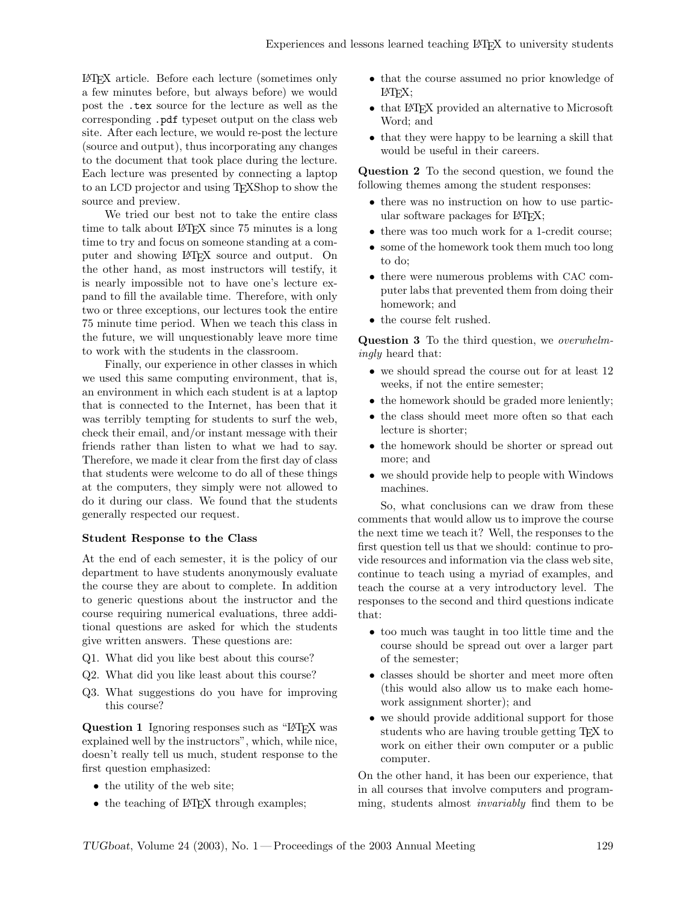LaTeX article. Before each lecture (sometimes only a few minutes before, but always before) we would post the `.tex` source for the lecture as well as the corresponding `.pdf` typeset output on the class web site. After each lecture, we would re-post the lecture (source and output), thus incorporating any changes to the document that took place during the lecture. Each lecture was presented by connecting a laptop to an LCD projector and using TeXShop to show the source and preview.

We tried our best not to take the entire class time to talk about LaTeX since 75 minutes is a long time to try and focus on someone standing at a computer and showing LaTeX source and output. On the other hand, as most instructors will testify, it is nearly impossible not to have one's lecture expand to fill the available time. Therefore, with only two or three exceptions, our lectures took the entire 75 minute time period. When we teach this class in the future, we will unquestionably leave more time to work with the students in the classroom.

Finally, our experience in other classes in which we used this same computing environment, that is, an environment in which each student is at a laptop that is connected to the Internet, has been that it was terribly tempting for students to surf the web, check their email, and/or instant message with their friends rather than listen to what we had to say. Therefore, we made it clear from the first day of class that students were welcome to do all of these things at the computers, they simply were not allowed to do it during our class. We found that the students generally respected our request.

### Student Response to the Class

At the end of each semester, it is the policy of our department to have students anonymously evaluate the course they are about to complete. In addition to generic questions about the instructor and the course requiring numerical evaluations, three additional questions are asked for which the students give written answers. These questions are:

Q1. What did you like best about this course?

Q2. What did you like least about this course?

Q3. What suggestions do you have for improving this course?

**Question 1** Ignoring responses such as "LaTeX was explained well by the instructors", which, while nice, doesn't really tell us much, student response to the first question emphasized:

- the utility of the web site;
- the teaching of LaTeX through examples;
- that the course assumed no prior knowledge of LaTeX;
- that LaTeX provided an alternative to Microsoft Word; and
- that they were happy to be learning a skill that would be useful in their careers.

**Question 2** To the second question, we found the following themes among the student responses:

- there was no instruction on how to use particular software packages for LaTeX;
- there was too much work for a 1-credit course;
- some of the homework took them much too long to do;
- there were numerous problems with CAC computer labs that prevented them from doing their homework; and
- the course felt rushed.

**Question 3** To the third question, we *overwhelmingly* heard that:

- we should spread the course out for at least 12 weeks, if not the entire semester;
- the homework should be graded more leniently;
- the class should meet more often so that each lecture is shorter;
- the homework should be shorter or spread out more; and
- we should provide help to people with Windows machines.

So, what conclusions can we draw from these comments that would allow us to improve the course the next time we teach it? Well, the responses to the first question tell us that we should: continue to provide resources and information via the class web site, continue to teach using a myriad of examples, and teach the course at a very introductory level. The responses to the second and third questions indicate that:

- too much was taught in too little time and the course should be spread out over a larger part of the semester;
- classes should be shorter and meet more often (this would also allow us to make each homework assignment shorter); and
- we should provide additional support for those students who are having trouble getting TeX to work on either their own computer or a public computer.

On the other hand, it has been our experience, that in all courses that involve computers and programming, students almost *invariably* find them to be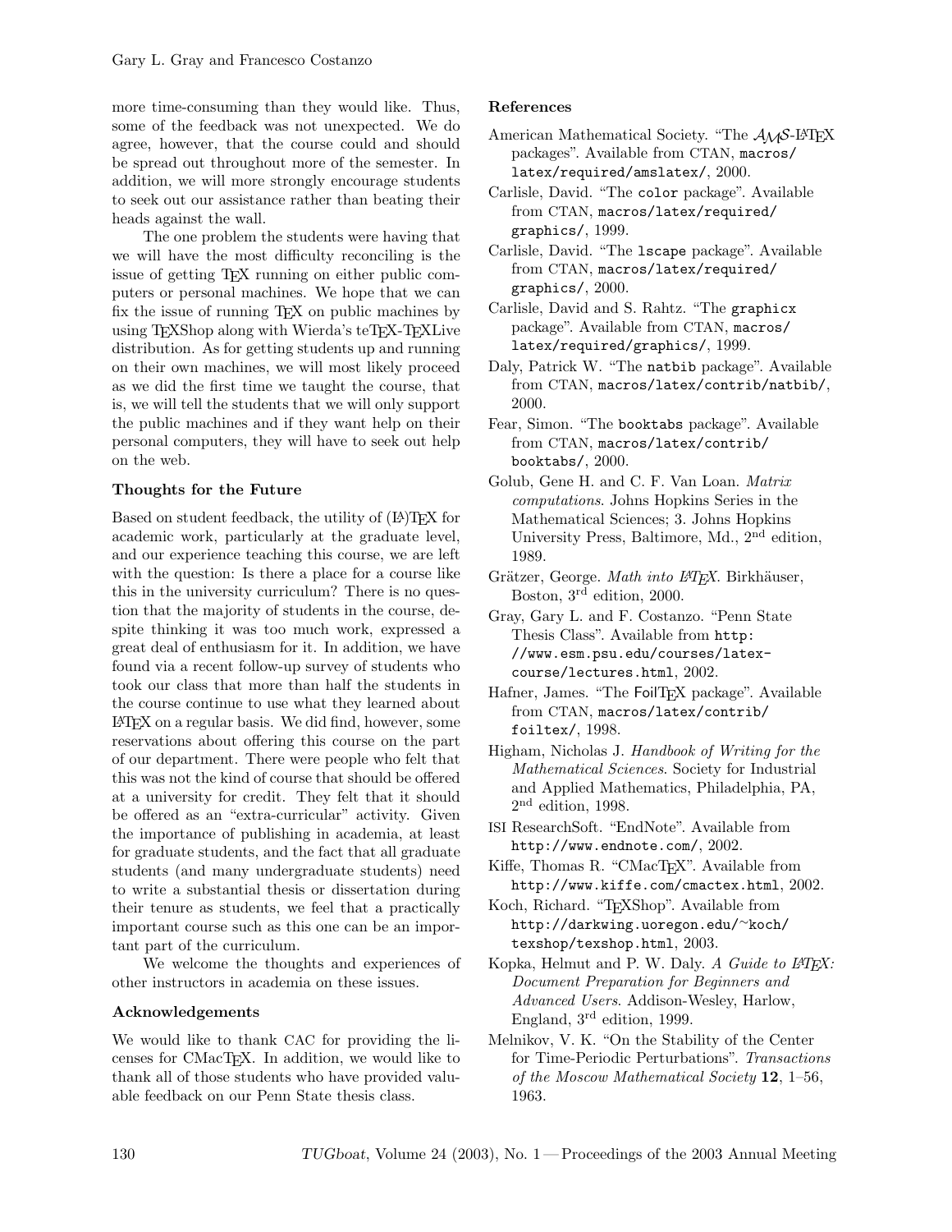more time-consuming than they would like. Thus, some of the feedback was not unexpected. We do agree, however, that the course could and should be spread out throughout more of the semester. In addition, we will more strongly encourage students to seek out our assistance rather than beating their heads against the wall.

The one problem the students were having that we will have the most difficulty reconciling is the issue of getting TEX running on either public computers or personal machines. We hope that we can fix the issue of running TEX on public machines by using TEXShop along with Wierda's teTEX-TEXLive distribution. As for getting students up and running on their own machines, we will most likely proceed as we did the first time we taught the course, that is, we will tell the students that we will only support the public machines and if they want help on their personal computers, they will have to seek out help on the web.

### Thoughts for the Future

Based on student feedback, the utility of (LA)TEX for academic work, particularly at the graduate level, and our experience teaching this course, we are left with the question: Is there a place for a course like this in the university curriculum? There is no question that the majority of students in the course, despite thinking it was too much work, expressed a great deal of enthusiasm for it. In addition, we have found via a recent follow-up survey of students who took our class that more than half the students in the course continue to use what they learned about LATEX on a regular basis. We did find, however, some reservations about offering this course on the part of our department. There were people who felt that this was not the kind of course that should be offered at a university for credit. They felt that it should be offered as an "extra-curricular" activity. Given the importance of publishing in academia, at least for graduate students, and the fact that all graduate students (and many undergraduate students) need to write a substantial thesis or dissertation during their tenure as students, we feel that a practically important course such as this one can be an important part of the curriculum.

We welcome the thoughts and experiences of other instructors in academia on these issues.

### Acknowledgements

We would like to thank CAC for providing the licenses for CMacTEX. In addition, we would like to thank all of those students who have provided valuable feedback on our Penn State thesis class.

### References

American Mathematical Society. "The AMS-LATEX packages". Available from CTAN, `macros/latex/required/amslatex/`, 2000.

Carlisle, David. "The `color` package". Available from CTAN, `macros/latex/required/graphics/`, 1999.

Carlisle, David. "The `lscape` package". Available from CTAN, `macros/latex/required/graphics/`, 2000.

Carlisle, David and S. Rahtz. "The `graphicx` package". Available from CTAN, `macros/latex/required/graphics/`, 1999.

Daly, Patrick W. "The `natbib` package". Available from CTAN, `macros/latex/contrib/natbib/`, 2000.

Fear, Simon. "The `booktabs` package". Available from CTAN, `macros/latex/contrib/booktabs/`, 2000.

Golub, Gene H. and C. F. Van Loan. *Matrix computations*. Johns Hopkins Series in the Mathematical Sciences; 3. Johns Hopkins University Press, Baltimore, Md., 2nd edition, 1989.

Grätzer, George. *Math into LATEX*. Birkhäuser, Boston, 3rd edition, 2000.

Gray, Gary L. and F. Costanzo. "Penn State Thesis Class". Available from `http://www.esm.psu.edu/courses/latex-course/lectures.html`, 2002.

Hafner, James. "The FoilTEX package". Available from CTAN, `macros/latex/contrib/foiltex/`, 1998.

Higham, Nicholas J. *Handbook of Writing for the Mathematical Sciences*. Society for Industrial and Applied Mathematics, Philadelphia, PA, 2nd edition, 1998.

ISI ResearchSoft. "EndNote". Available from `http://www.endnote.com/`, 2002.

Kiffe, Thomas R. "CMacTEX". Available from `http://www.kiffe.com/cmactex.html`, 2002.

Koch, Richard. "TEXShop". Available from `http://darkwing.uoregon.edu/~koch/texshop/texshop.html`, 2003.

Kopka, Helmut and P. W. Daly. *A Guide to LATEX: Document Preparation for Beginners and Advanced Users*. Addison-Wesley, Harlow, England, 3rd edition, 1999.

Melnikov, V. K. "On the Stability of the Center for Time-Periodic Perturbations". *Transactions of the Moscow Mathematical Society* **12**, 1–56, 1963.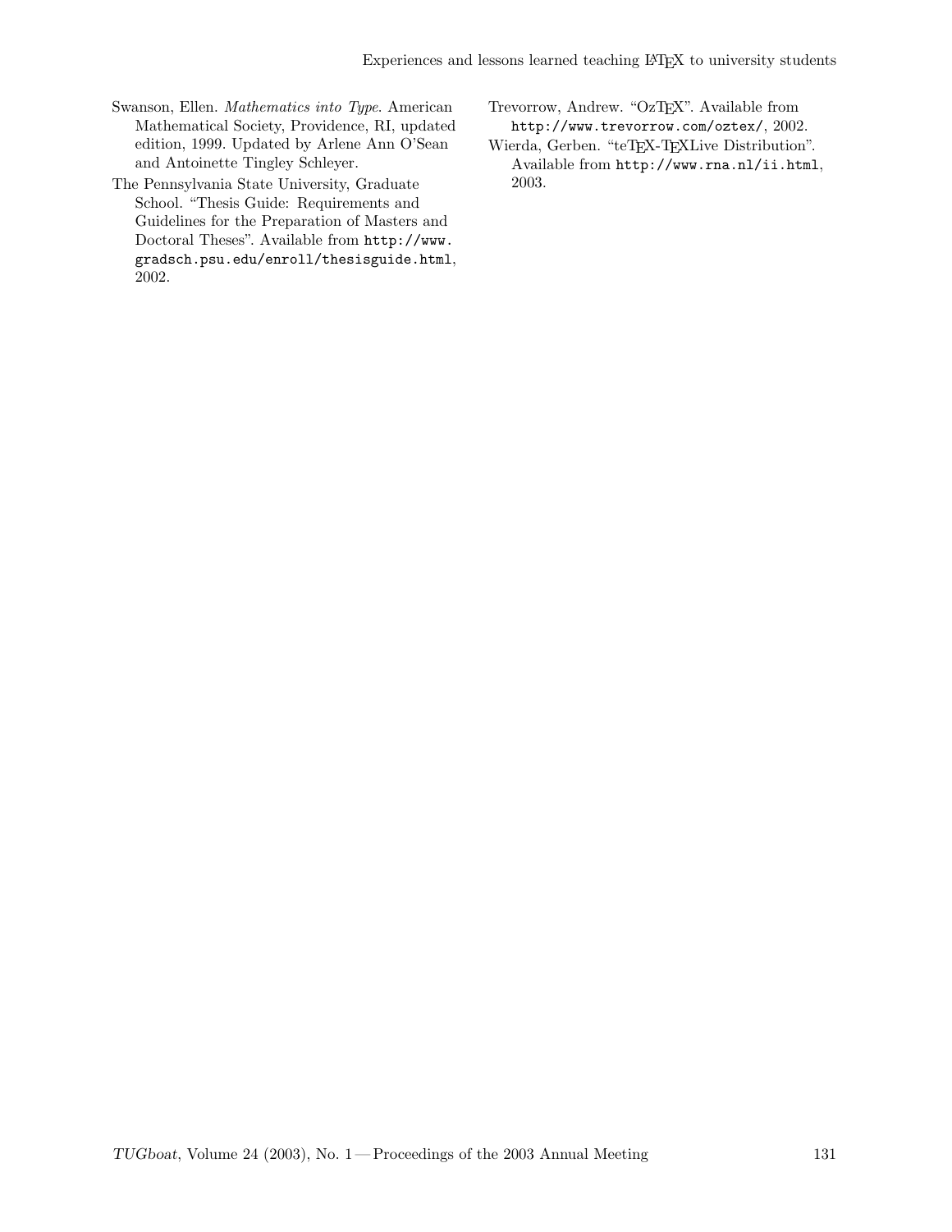Swanson, Ellen. *Mathematics into Type*. American Mathematical Society, Providence, RI, updated edition, 1999. Updated by Arlene Ann O'Sean and Antoinette Tingley Schleyer.

The Pennsylvania State University, Graduate School. "Thesis Guide: Requirements and Guidelines for the Preparation of Masters and Doctoral Theses". Available from `http://www.gradsch.psu.edu/enroll/thesisguide.html`, 2002.

Trevorrow, Andrew. "OzTEX". Available from `http://www.trevorrow.com/oztex/`, 2002.

Wierda, Gerben. "teTEX-TEXLive Distribution". Available from `http://www.rna.nl/ii.html`, 2003.